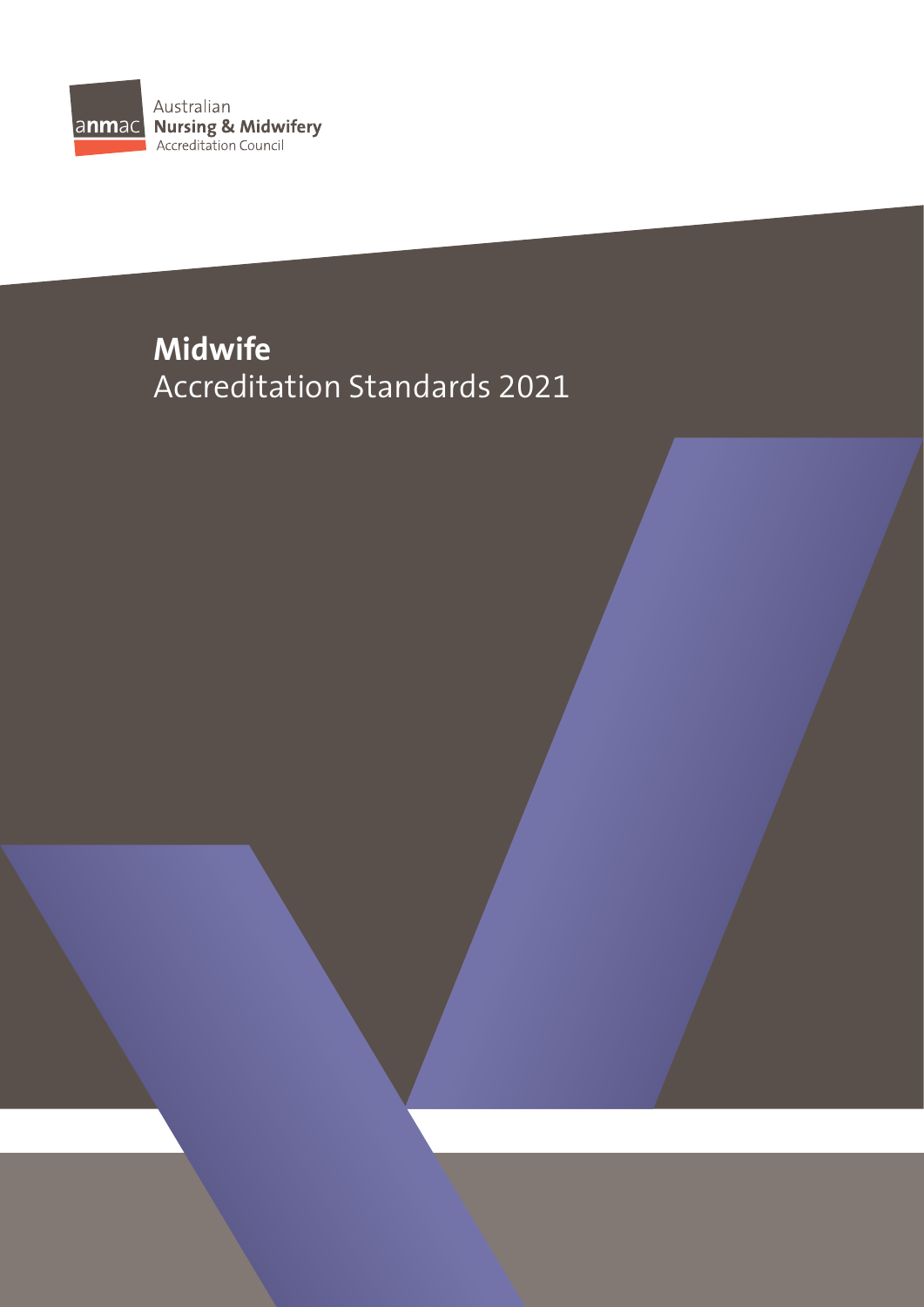anmac Australian **Nursing & Midwifery** Accreditation Council

# **Midwife**
# Accreditation Standards 2021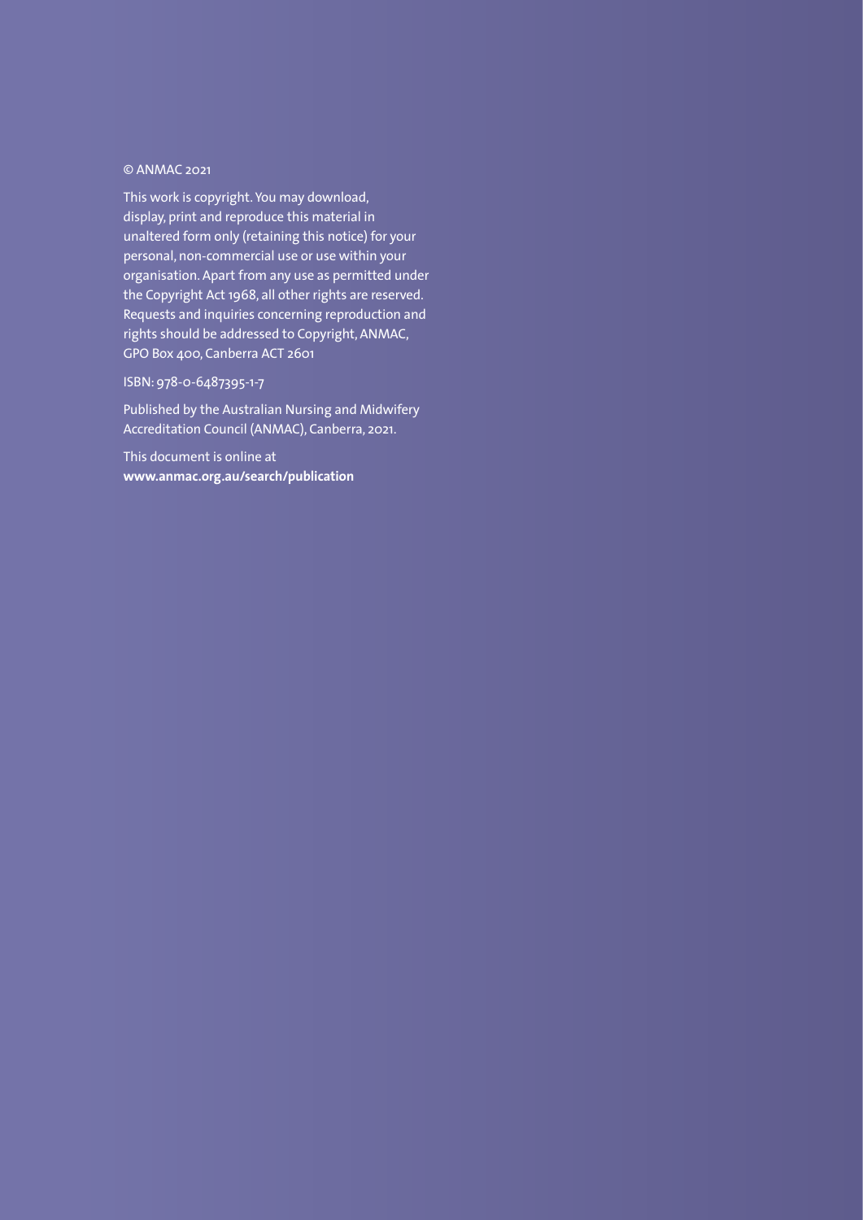© ANMAC 2021

This work is copyright. You may download, display, print and reproduce this material in unaltered form only (retaining this notice) for your personal, non-commercial use or use within your organisation. Apart from any use as permitted under the Copyright Act 1968, all other rights are reserved. Requests and inquiries concerning reproduction and rights should be addressed to Copyright, ANMAC, GPO Box 400, Canberra ACT 2601

ISBN: 978-0-6487395-1-7

Published by the Australian Nursing and Midwifery Accreditation Council (ANMAC), Canberra, 2021.

This document is online at
**www.anmac.org.au/search/publication**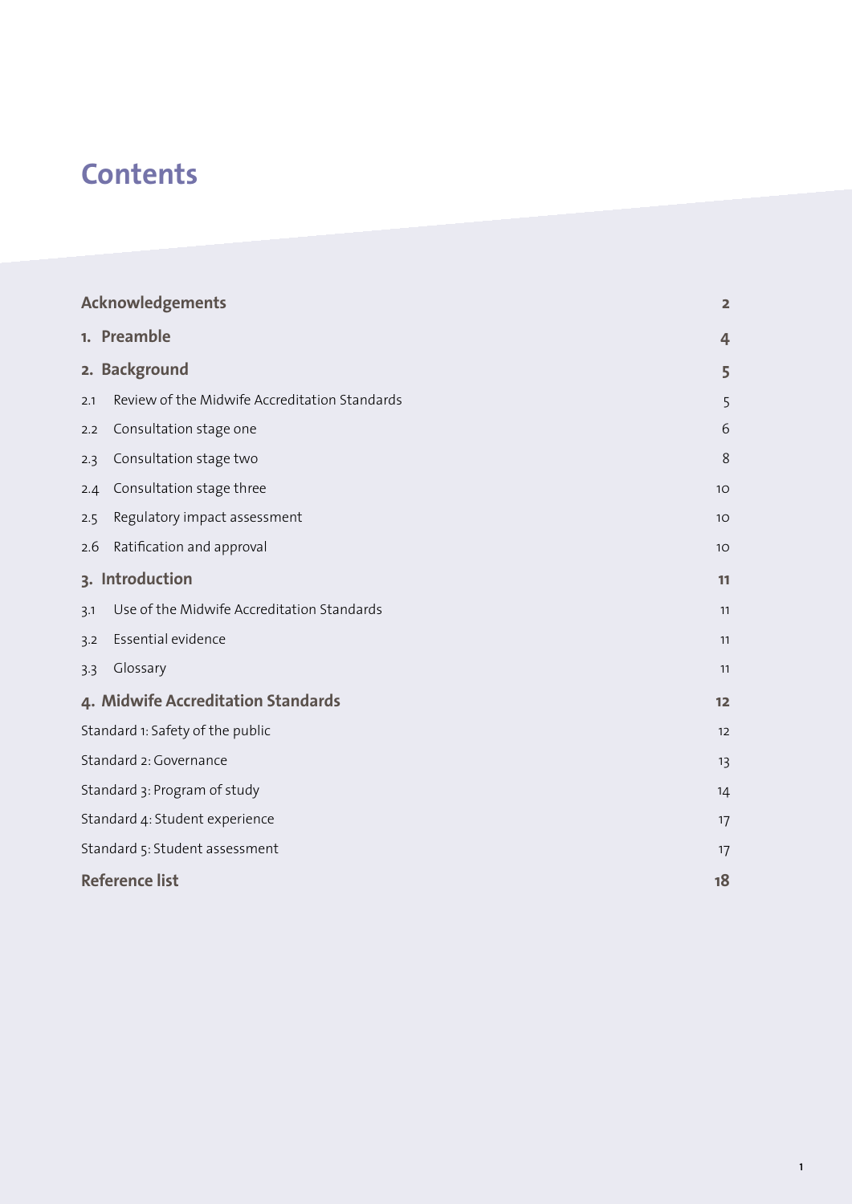# Contents

| | |
|---|---|
| **Acknowledgements** | **2** |
| **1. Preamble** | **4** |
| **2. Background** | **5** |
| 2.1 Review of the Midwife Accreditation Standards | 5 |
| 2.2 Consultation stage one | 6 |
| 2.3 Consultation stage two | 8 |
| 2.4 Consultation stage three | 10 |
| 2.5 Regulatory impact assessment | 10 |
| 2.6 Ratification and approval | 10 |
| **3. Introduction** | **11** |
| 3.1 Use of the Midwife Accreditation Standards | 11 |
| 3.2 Essential evidence | 11 |
| 3.3 Glossary | 11 |
| **4. Midwife Accreditation Standards** | **12** |
| Standard 1: Safety of the public | 12 |
| Standard 2: Governance | 13 |
| Standard 3: Program of study | 14 |
| Standard 4: Student experience | 17 |
| Standard 5: Student assessment | 17 |
| **Reference list** | **18** |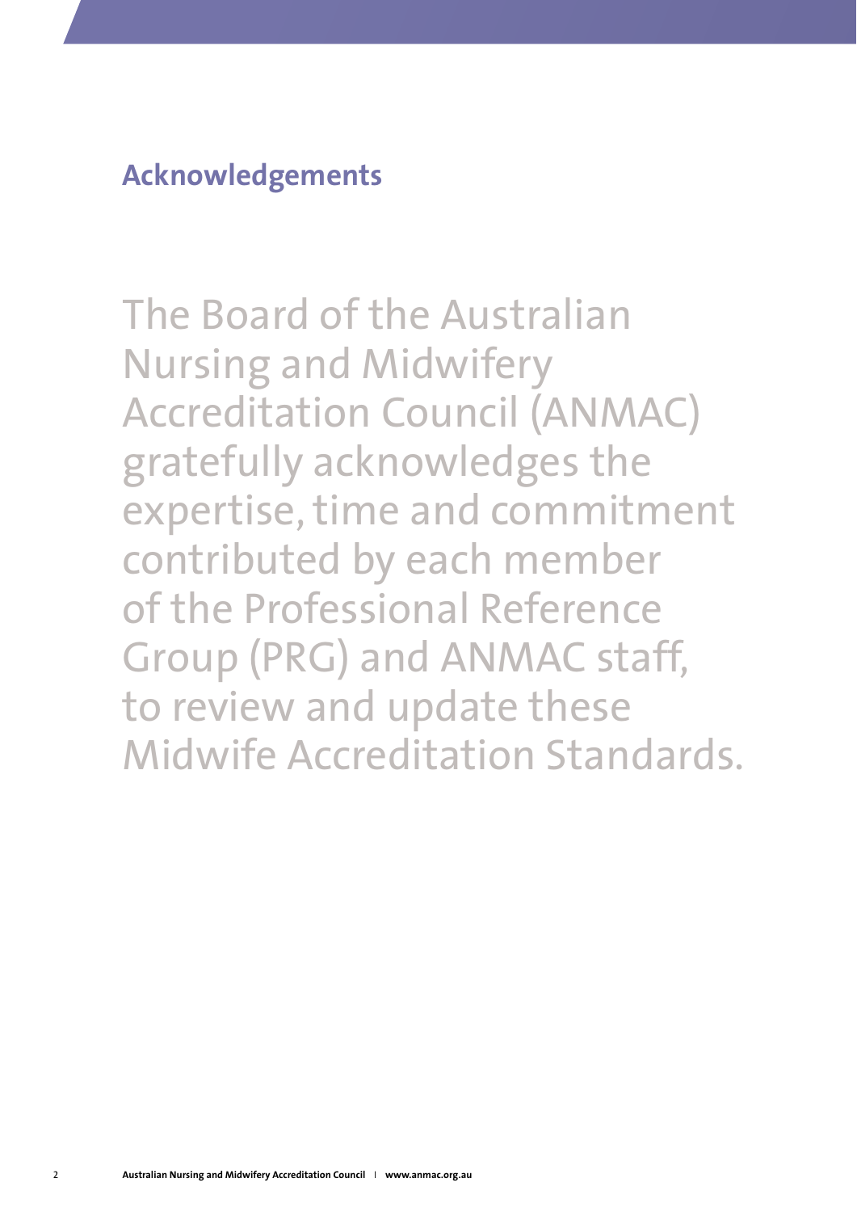## Acknowledgements

The Board of the Australian Nursing and Midwifery Accreditation Council (ANMAC) gratefully acknowledges the expertise, time and commitment contributed by each member of the Professional Reference Group (PRG) and ANMAC staff, to review and update these Midwife Accreditation Standards.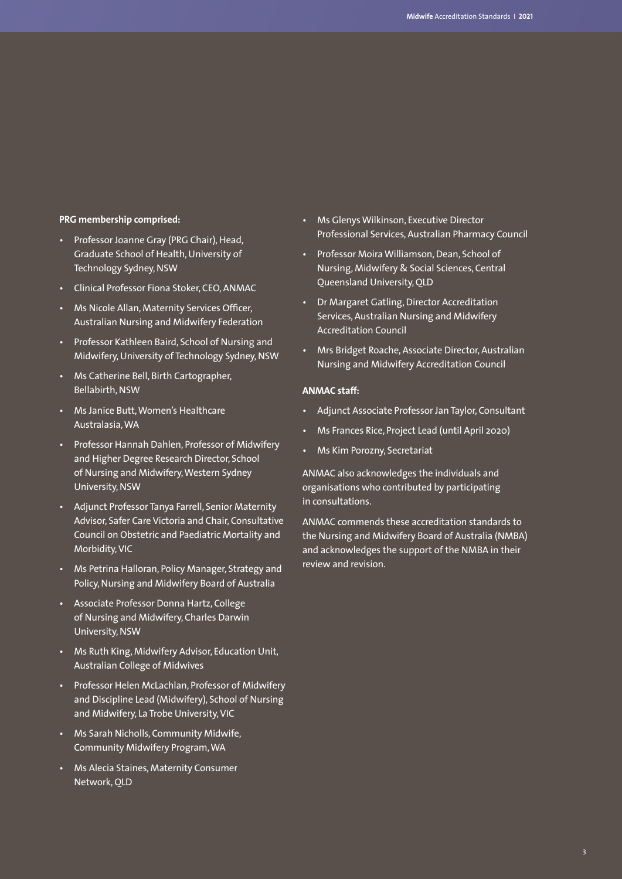**PRG membership comprised:**

- Professor Joanne Gray (PRG Chair), Head, Graduate School of Health, University of Technology Sydney, NSW
- Clinical Professor Fiona Stoker, CEO, ANMAC
- Ms Nicole Allan, Maternity Services Officer, Australian Nursing and Midwifery Federation
- Professor Kathleen Baird, School of Nursing and Midwifery, University of Technology Sydney, NSW
- Ms Catherine Bell, Birth Cartographer, Bellabirth, NSW
- Ms Janice Butt, Women's Healthcare Australasia, WA
- Professor Hannah Dahlen, Professor of Midwifery and Higher Degree Research Director, School of Nursing and Midwifery, Western Sydney University, NSW
- Adjunct Professor Tanya Farrell, Senior Maternity Advisor, Safer Care Victoria and Chair, Consultative Council on Obstetric and Paediatric Mortality and Morbidity, VIC
- Ms Petrina Halloran, Policy Manager, Strategy and Policy, Nursing and Midwifery Board of Australia
- Associate Professor Donna Hartz, College of Nursing and Midwifery, Charles Darwin University, NSW
- Ms Ruth King, Midwifery Advisor, Education Unit, Australian College of Midwives
- Professor Helen McLachlan, Professor of Midwifery and Discipline Lead (Midwifery), School of Nursing and Midwifery, La Trobe University, VIC
- Ms Sarah Nicholls, Community Midwife, Community Midwifery Program, WA
- Ms Alecia Staines, Maternity Consumer Network, QLD
- Ms Glenys Wilkinson, Executive Director Professional Services, Australian Pharmacy Council
- Professor Moira Williamson, Dean, School of Nursing, Midwifery & Social Sciences, Central Queensland University, QLD
- Dr Margaret Gatling, Director Accreditation Services, Australian Nursing and Midwifery Accreditation Council
- Mrs Bridget Roache, Associate Director, Australian Nursing and Midwifery Accreditation Council

**ANMAC staff:**

- Adjunct Associate Professor Jan Taylor, Consultant
- Ms Frances Rice, Project Lead (until April 2020)
- Ms Kim Porozny, Secretariat

ANMAC also acknowledges the individuals and organisations who contributed by participating in consultations.

ANMAC commends these accreditation standards to the Nursing and Midwifery Board of Australia (NMBA) and acknowledges the support of the NMBA in their review and revision.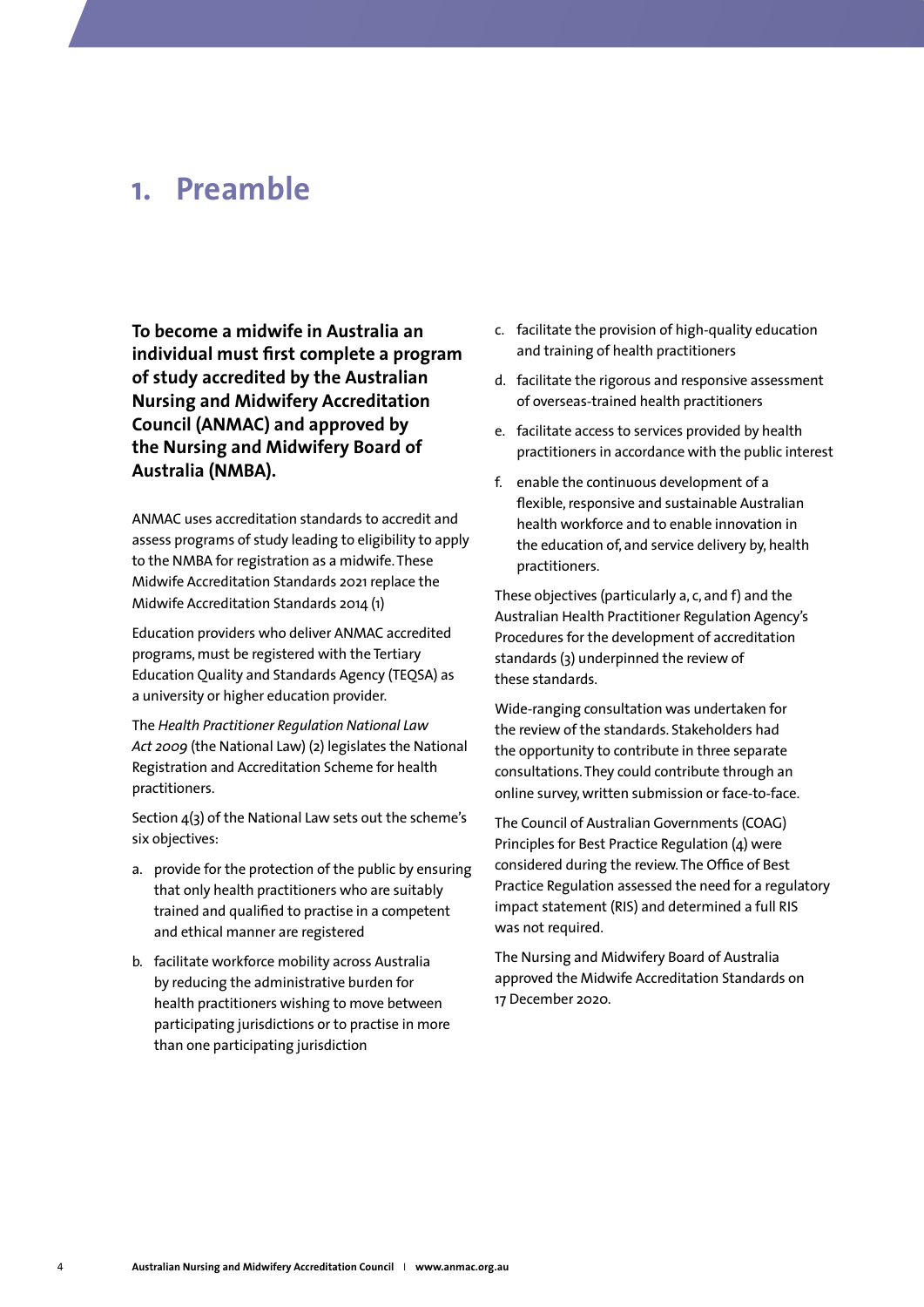# 1. Preamble

**To become a midwife in Australia an individual must first complete a program of study accredited by the Australian Nursing and Midwifery Accreditation Council (ANMAC) and approved by the Nursing and Midwifery Board of Australia (NMBA).**

ANMAC uses accreditation standards to accredit and assess programs of study leading to eligibility to apply to the NMBA for registration as a midwife. These Midwife Accreditation Standards 2021 replace the Midwife Accreditation Standards 2014 (1)

Education providers who deliver ANMAC accredited programs, must be registered with the Tertiary Education Quality and Standards Agency (TEQSA) as a university or higher education provider.

The *Health Practitioner Regulation National Law Act 2009* (the National Law) (2) legislates the National Registration and Accreditation Scheme for health practitioners.

Section 4(3) of the National Law sets out the scheme's six objectives:

a. provide for the protection of the public by ensuring that only health practitioners who are suitably trained and qualified to practise in a competent and ethical manner are registered
b. facilitate workforce mobility across Australia by reducing the administrative burden for health practitioners wishing to move between participating jurisdictions or to practise in more than one participating jurisdiction
c. facilitate the provision of high-quality education and training of health practitioners
d. facilitate the rigorous and responsive assessment of overseas-trained health practitioners
e. facilitate access to services provided by health practitioners in accordance with the public interest
f. enable the continuous development of a flexible, responsive and sustainable Australian health workforce and to enable innovation in the education of, and service delivery by, health practitioners.

These objectives (particularly a, c, and f) and the Australian Health Practitioner Regulation Agency's Procedures for the development of accreditation standards (3) underpinned the review of these standards.

Wide-ranging consultation was undertaken for the review of the standards. Stakeholders had the opportunity to contribute in three separate consultations. They could contribute through an online survey, written submission or face-to-face.

The Council of Australian Governments (COAG) Principles for Best Practice Regulation (4) were considered during the review. The Office of Best Practice Regulation assessed the need for a regulatory impact statement (RIS) and determined a full RIS was not required.

The Nursing and Midwifery Board of Australia approved the Midwife Accreditation Standards on 17 December 2020.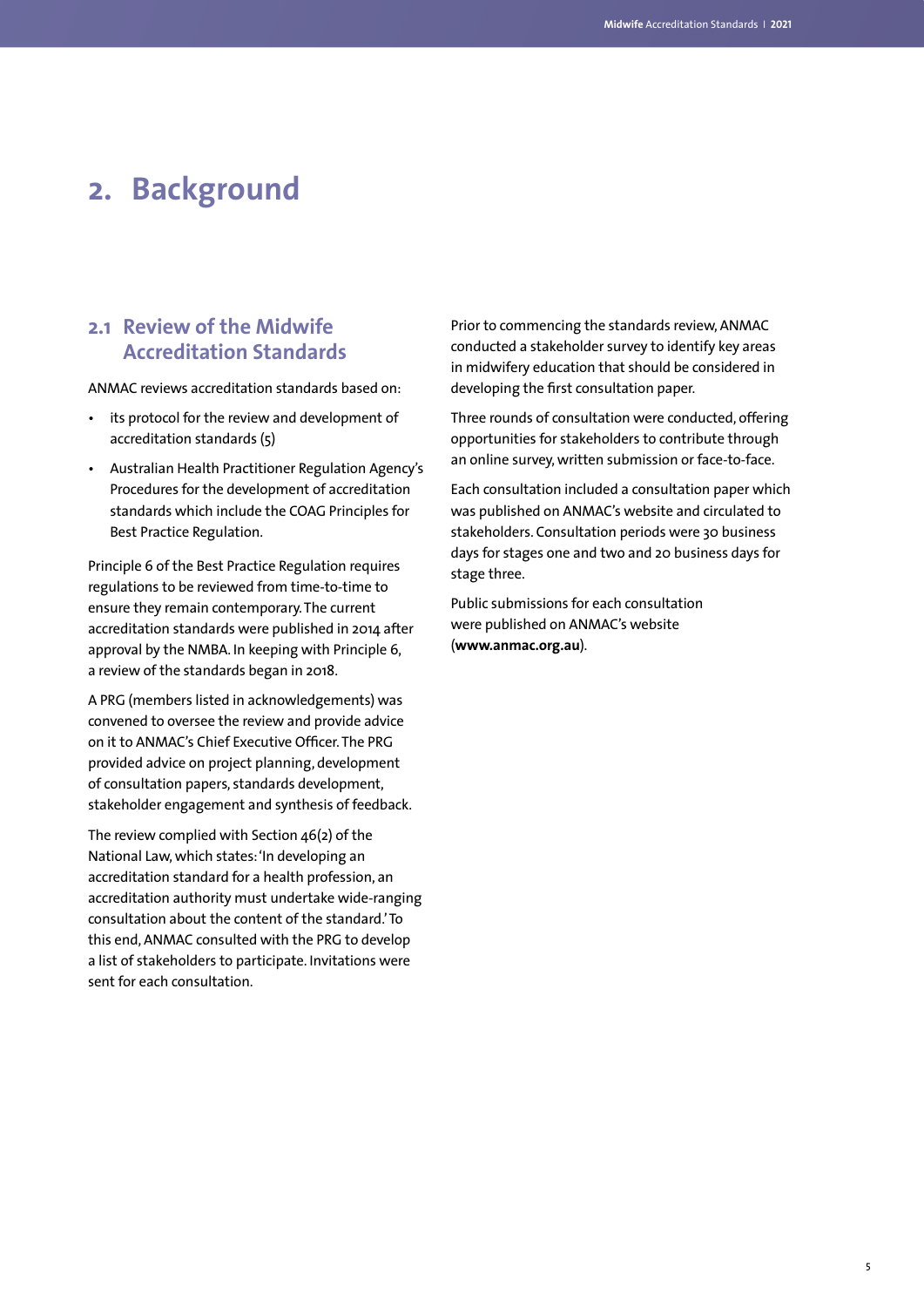# 2. Background

## 2.1 Review of the Midwife Accreditation Standards

ANMAC reviews accreditation standards based on:

- its protocol for the review and development of accreditation standards (5)
- Australian Health Practitioner Regulation Agency's Procedures for the development of accreditation standards which include the COAG Principles for Best Practice Regulation.

Principle 6 of the Best Practice Regulation requires regulations to be reviewed from time-to-time to ensure they remain contemporary. The current accreditation standards were published in 2014 after approval by the NMBA. In keeping with Principle 6, a review of the standards began in 2018.

A PRG (members listed in acknowledgements) was convened to oversee the review and provide advice on it to ANMAC's Chief Executive Officer. The PRG provided advice on project planning, development of consultation papers, standards development, stakeholder engagement and synthesis of feedback.

The review complied with Section 46(2) of the National Law, which states: 'In developing an accreditation standard for a health profession, an accreditation authority must undertake wide-ranging consultation about the content of the standard.' To this end, ANMAC consulted with the PRG to develop a list of stakeholders to participate. Invitations were sent for each consultation.

Prior to commencing the standards review, ANMAC conducted a stakeholder survey to identify key areas in midwifery education that should be considered in developing the first consultation paper.

Three rounds of consultation were conducted, offering opportunities for stakeholders to contribute through an online survey, written submission or face-to-face.

Each consultation included a consultation paper which was published on ANMAC's website and circulated to stakeholders. Consultation periods were 30 business days for stages one and two and 20 business days for stage three.

Public submissions for each consultation were published on ANMAC's website (**www.anmac.org.au**).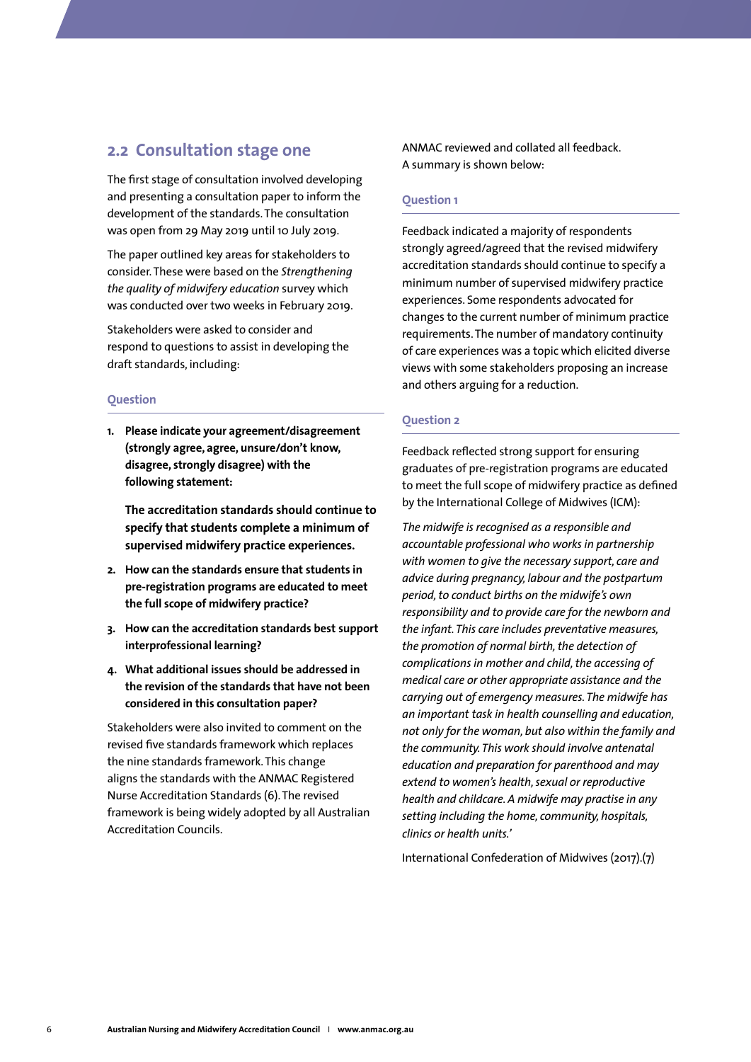## 2.2 Consultation stage one

The first stage of consultation involved developing and presenting a consultation paper to inform the development of the standards. The consultation was open from 29 May 2019 until 10 July 2019.

The paper outlined key areas for stakeholders to consider. These were based on the *Strengthening the quality of midwifery education* survey which was conducted over two weeks in February 2019.

Stakeholders were asked to consider and respond to questions to assist in developing the draft standards, including:

### Question

1. **Please indicate your agreement/disagreement (strongly agree, agree, unsure/don't know, disagree, strongly disagree) with the following statement:**

   **The accreditation standards should continue to specify that students complete a minimum of supervised midwifery practice experiences.**

2. **How can the standards ensure that students in pre-registration programs are educated to meet the full scope of midwifery practice?**
3. **How can the accreditation standards best support interprofessional learning?**
4. **What additional issues should be addressed in the revision of the standards that have not been considered in this consultation paper?**

Stakeholders were also invited to comment on the revised five standards framework which replaces the nine standards framework. This change aligns the standards with the ANMAC Registered Nurse Accreditation Standards (6). The revised framework is being widely adopted by all Australian Accreditation Councils.

ANMAC reviewed and collated all feedback. A summary is shown below:

### Question 1

Feedback indicated a majority of respondents strongly agreed/agreed that the revised midwifery accreditation standards should continue to specify a minimum number of supervised midwifery practice experiences. Some respondents advocated for changes to the current number of minimum practice requirements. The number of mandatory continuity of care experiences was a topic which elicited diverse views with some stakeholders proposing an increase and others arguing for a reduction.

### Question 2

Feedback reflected strong support for ensuring graduates of pre-registration programs are educated to meet the full scope of midwifery practice as defined by the International College of Midwives (ICM):

*The midwife is recognised as a responsible and accountable professional who works in partnership with women to give the necessary support, care and advice during pregnancy, labour and the postpartum period, to conduct births on the midwife's own responsibility and to provide care for the newborn and the infant. This care includes preventative measures, the promotion of normal birth, the detection of complications in mother and child, the accessing of medical care or other appropriate assistance and the carrying out of emergency measures. The midwife has an important task in health counselling and education, not only for the woman, but also within the family and the community. This work should involve antenatal education and preparation for parenthood and may extend to women's health, sexual or reproductive health and childcare. A midwife may practise in any setting including the home, community, hospitals, clinics or health units.'*

International Confederation of Midwives (2017).(7)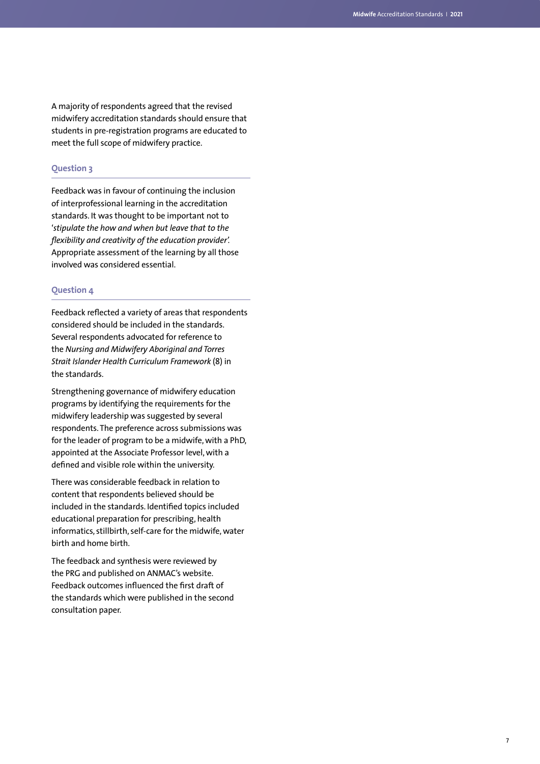A majority of respondents agreed that the revised midwifery accreditation standards should ensure that students in pre-registration programs are educated to meet the full scope of midwifery practice.

### Question 3

Feedback was in favour of continuing the inclusion of interprofessional learning in the accreditation standards. It was thought to be important not to '*stipulate the how and when but leave that to the flexibility and creativity of the education provider*'. Appropriate assessment of the learning by all those involved was considered essential.

### Question 4

Feedback reflected a variety of areas that respondents considered should be included in the standards. Several respondents advocated for reference to the *Nursing and Midwifery Aboriginal and Torres Strait Islander Health Curriculum Framework* (8) in the standards.

Strengthening governance of midwifery education programs by identifying the requirements for the midwifery leadership was suggested by several respondents. The preference across submissions was for the leader of program to be a midwife, with a PhD, appointed at the Associate Professor level, with a defined and visible role within the university.

There was considerable feedback in relation to content that respondents believed should be included in the standards. Identified topics included educational preparation for prescribing, health informatics, stillbirth, self-care for the midwife, water birth and home birth.

The feedback and synthesis were reviewed by the PRG and published on ANMAC's website. Feedback outcomes influenced the first draft of the standards which were published in the second consultation paper.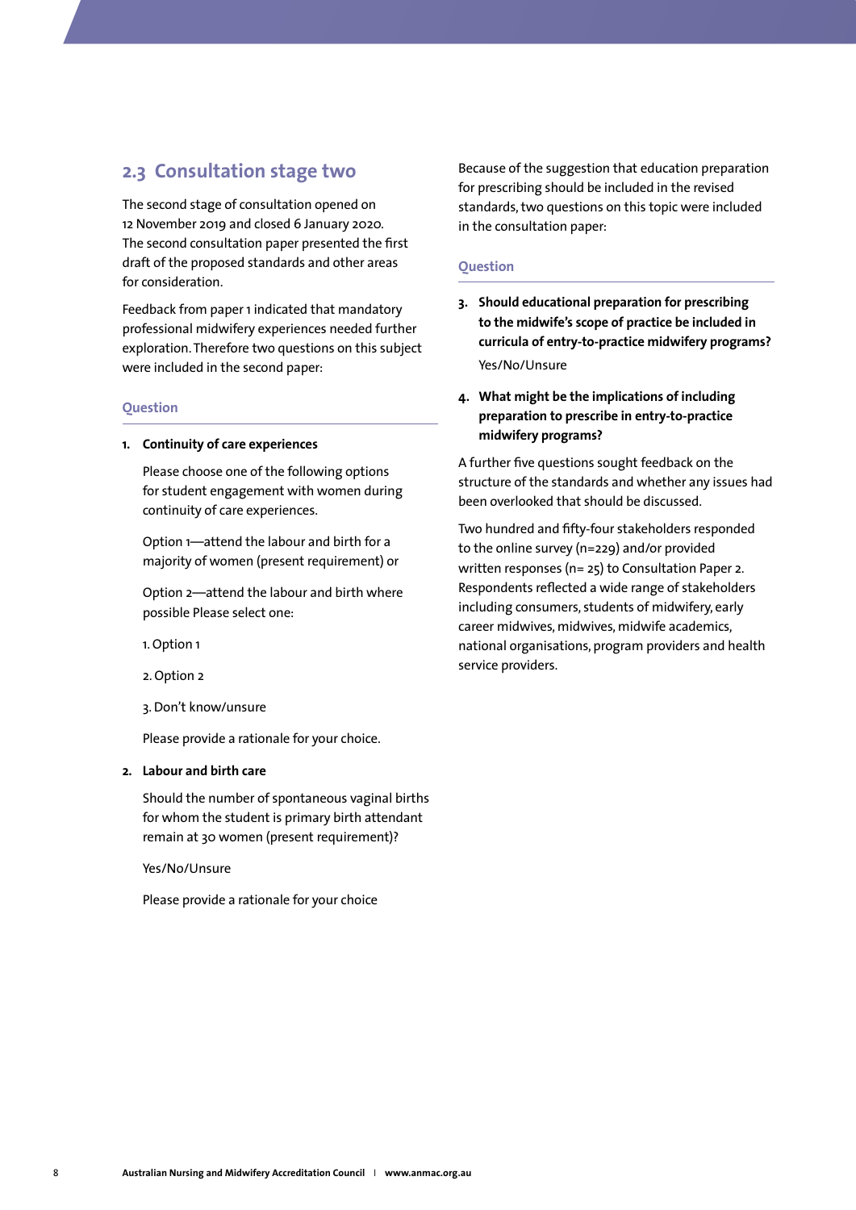## 2.3 Consultation stage two

The second stage of consultation opened on 12 November 2019 and closed 6 January 2020. The second consultation paper presented the first draft of the proposed standards and other areas for consideration.

Feedback from paper 1 indicated that mandatory professional midwifery experiences needed further exploration. Therefore two questions on this subject were included in the second paper:

### Question

1. **Continuity of care experiences**

   Please choose one of the following options for student engagement with women during continuity of care experiences.

   Option 1—attend the labour and birth for a majority of women (present requirement) or

   Option 2—attend the labour and birth where possible Please select one:

   1. Option 1

   2. Option 2

   3. Don't know/unsure

   Please provide a rationale for your choice.

2. **Labour and birth care**

   Should the number of spontaneous vaginal births for whom the student is primary birth attendant remain at 30 women (present requirement)?

   Yes/No/Unsure

   Please provide a rationale for your choice

Because of the suggestion that education preparation for prescribing should be included in the revised standards, two questions on this topic were included in the consultation paper:

### Question

3. **Should educational preparation for prescribing to the midwife's scope of practice be included in curricula of entry-to-practice midwifery programs?**

   Yes/No/Unsure

4. **What might be the implications of including preparation to prescribe in entry-to-practice midwifery programs?**

A further five questions sought feedback on the structure of the standards and whether any issues had been overlooked that should be discussed.

Two hundred and fifty-four stakeholders responded to the online survey (n=229) and/or provided written responses (n= 25) to Consultation Paper 2. Respondents reflected a wide range of stakeholders including consumers, students of midwifery, early career midwives, midwives, midwife academics, national organisations, program providers and health service providers.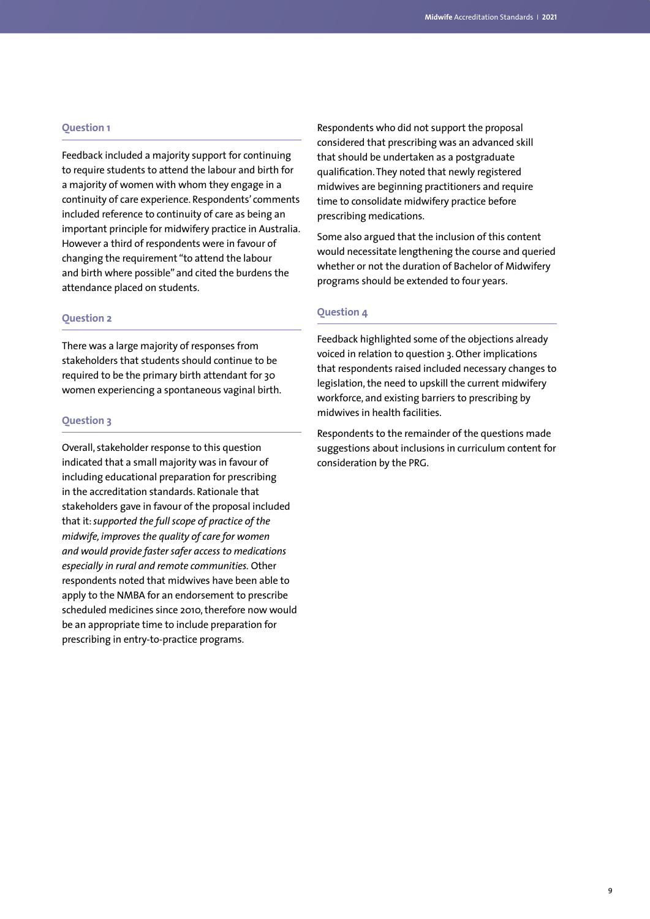### Question 1

Feedback included a majority support for continuing to require students to attend the labour and birth for a majority of women with whom they engage in a continuity of care experience. Respondents' comments included reference to continuity of care as being an important principle for midwifery practice in Australia. However a third of respondents were in favour of changing the requirement "to attend the labour and birth where possible" and cited the burdens the attendance placed on students.

### Question 2

There was a large majority of responses from stakeholders that students should continue to be required to be the primary birth attendant for 30 women experiencing a spontaneous vaginal birth.

### Question 3

Overall, stakeholder response to this question indicated that a small majority was in favour of including educational preparation for prescribing in the accreditation standards. Rationale that stakeholders gave in favour of the proposal included that it: *supported the full scope of practice of the midwife, improves the quality of care for women and would provide faster safer access to medications especially in rural and remote communities.* Other respondents noted that midwives have been able to apply to the NMBA for an endorsement to prescribe scheduled medicines since 2010, therefore now would be an appropriate time to include preparation for prescribing in entry-to-practice programs.

Respondents who did not support the proposal considered that prescribing was an advanced skill that should be undertaken as a postgraduate qualification. They noted that newly registered midwives are beginning practitioners and require time to consolidate midwifery practice before prescribing medications.

Some also argued that the inclusion of this content would necessitate lengthening the course and queried whether or not the duration of Bachelor of Midwifery programs should be extended to four years.

### Question 4

Feedback highlighted some of the objections already voiced in relation to question 3. Other implications that respondents raised included necessary changes to legislation, the need to upskill the current midwifery workforce, and existing barriers to prescribing by midwives in health facilities.

Respondents to the remainder of the questions made suggestions about inclusions in curriculum content for consideration by the PRG.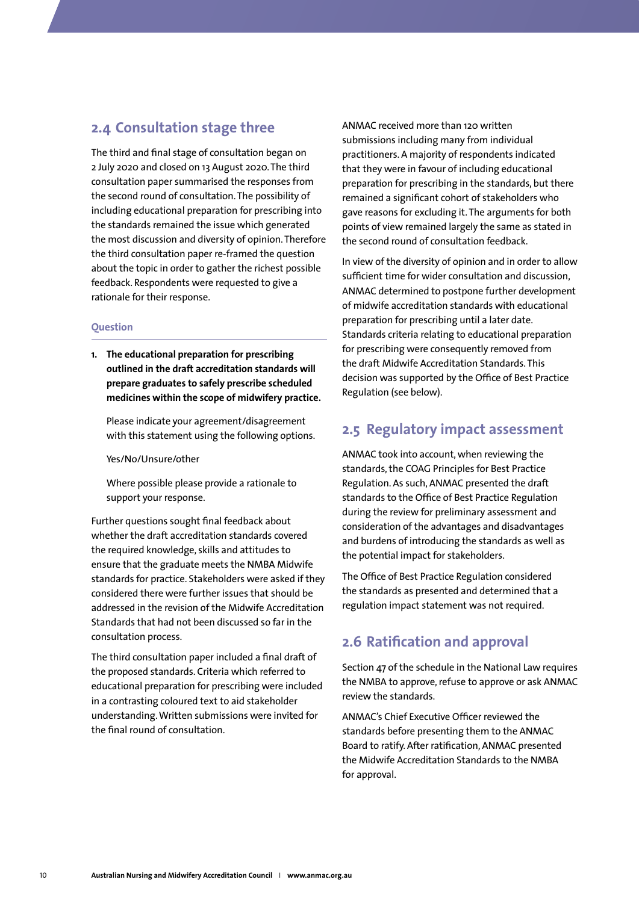## 2.4 Consultation stage three

The third and final stage of consultation began on 2 July 2020 and closed on 13 August 2020. The third consultation paper summarised the responses from the second round of consultation. The possibility of including educational preparation for prescribing into the standards remained the issue which generated the most discussion and diversity of opinion. Therefore the third consultation paper re-framed the question about the topic in order to gather the richest possible feedback. Respondents were requested to give a rationale for their response.

#### Question

1. **The educational preparation for prescribing outlined in the draft accreditation standards will prepare graduates to safely prescribe scheduled medicines within the scope of midwifery practice.**

   Please indicate your agreement/disagreement with this statement using the following options.

   Yes/No/Unsure/other

   Where possible please provide a rationale to support your response.

Further questions sought final feedback about whether the draft accreditation standards covered the required knowledge, skills and attitudes to ensure that the graduate meets the NMBA Midwife standards for practice. Stakeholders were asked if they considered there were further issues that should be addressed in the revision of the Midwife Accreditation Standards that had not been discussed so far in the consultation process.

The third consultation paper included a final draft of the proposed standards. Criteria which referred to educational preparation for prescribing were included in a contrasting coloured text to aid stakeholder understanding. Written submissions were invited for the final round of consultation.

ANMAC received more than 120 written submissions including many from individual practitioners. A majority of respondents indicated that they were in favour of including educational preparation for prescribing in the standards, but there remained a significant cohort of stakeholders who gave reasons for excluding it. The arguments for both points of view remained largely the same as stated in the second round of consultation feedback.

In view of the diversity of opinion and in order to allow sufficient time for wider consultation and discussion, ANMAC determined to postpone further development of midwife accreditation standards with educational preparation for prescribing until a later date. Standards criteria relating to educational preparation for prescribing were consequently removed from the draft Midwife Accreditation Standards. This decision was supported by the Office of Best Practice Regulation (see below).

## 2.5 Regulatory impact assessment

ANMAC took into account, when reviewing the standards, the COAG Principles for Best Practice Regulation. As such, ANMAC presented the draft standards to the Office of Best Practice Regulation during the review for preliminary assessment and consideration of the advantages and disadvantages and burdens of introducing the standards as well as the potential impact for stakeholders.

The Office of Best Practice Regulation considered the standards as presented and determined that a regulation impact statement was not required.

## 2.6 Ratification and approval

Section 47 of the schedule in the National Law requires the NMBA to approve, refuse to approve or ask ANMAC review the standards.

ANMAC's Chief Executive Officer reviewed the standards before presenting them to the ANMAC Board to ratify. After ratification, ANMAC presented the Midwife Accreditation Standards to the NMBA for approval.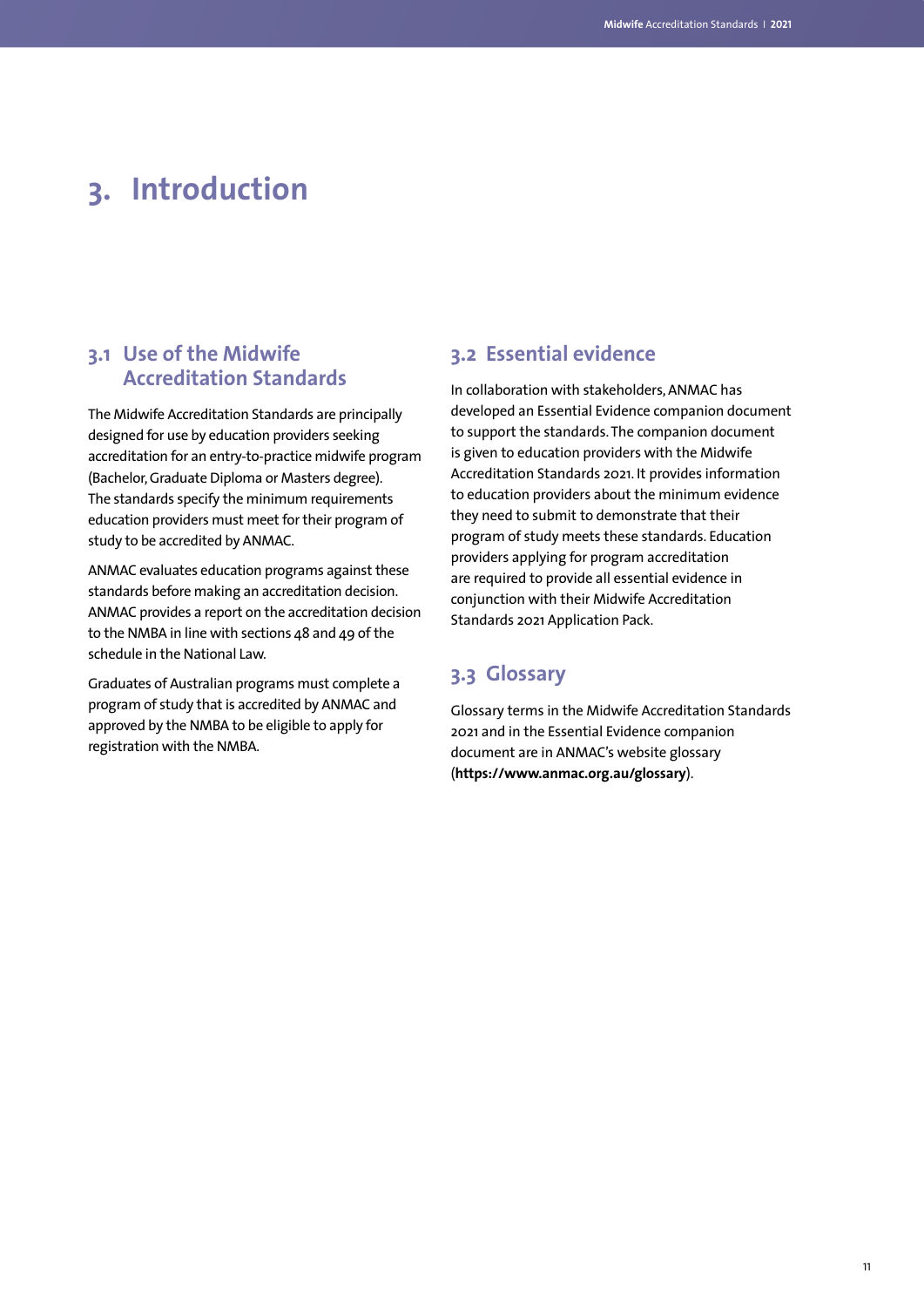# 3. Introduction

## 3.1 Use of the Midwife Accreditation Standards

The Midwife Accreditation Standards are principally designed for use by education providers seeking accreditation for an entry-to-practice midwife program (Bachelor, Graduate Diploma or Masters degree). The standards specify the minimum requirements education providers must meet for their program of study to be accredited by ANMAC.

ANMAC evaluates education programs against these standards before making an accreditation decision. ANMAC provides a report on the accreditation decision to the NMBA in line with sections 48 and 49 of the schedule in the National Law.

Graduates of Australian programs must complete a program of study that is accredited by ANMAC and approved by the NMBA to be eligible to apply for registration with the NMBA.

## 3.2 Essential evidence

In collaboration with stakeholders, ANMAC has developed an Essential Evidence companion document to support the standards. The companion document is given to education providers with the Midwife Accreditation Standards 2021. It provides information to education providers about the minimum evidence they need to submit to demonstrate that their program of study meets these standards. Education providers applying for program accreditation are required to provide all essential evidence in conjunction with their Midwife Accreditation Standards 2021 Application Pack.

## 3.3 Glossary

Glossary terms in the Midwife Accreditation Standards 2021 and in the Essential Evidence companion document are in ANMAC's website glossary (**https://www.anmac.org.au/glossary**).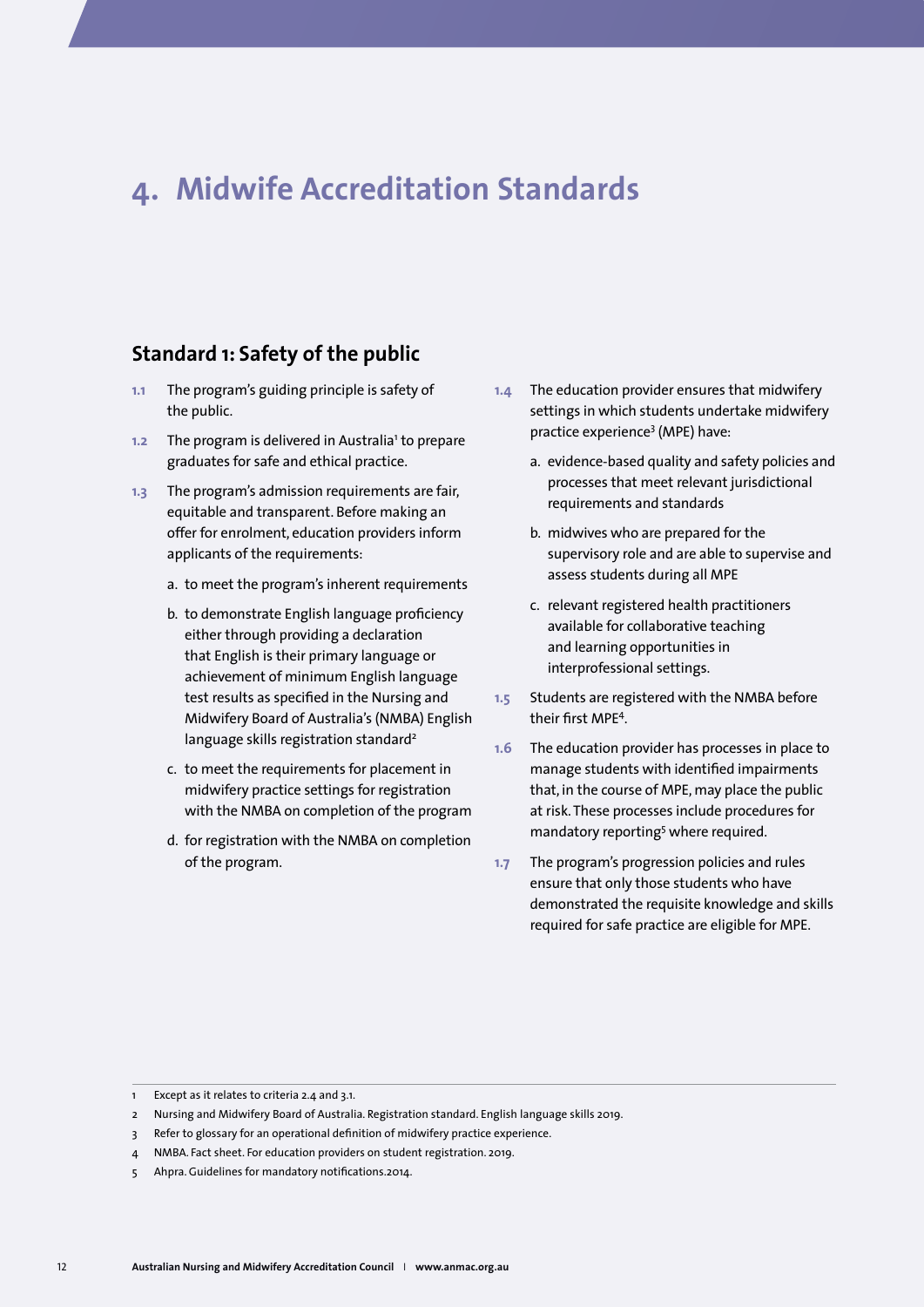# 4. Midwife Accreditation Standards

## Standard 1: Safety of the public

**1.1** The program's guiding principle is safety of the public.

**1.2** The program is delivered in Australia[1] to prepare graduates for safe and ethical practice.

**1.3** The program's admission requirements are fair, equitable and transparent. Before making an offer for enrolment, education providers inform applicants of the requirements:

a. to meet the program's inherent requirements

b. to demonstrate English language proficiency either through providing a declaration that English is their primary language or achievement of minimum English language test results as specified in the Nursing and Midwifery Board of Australia's (NMBA) English language skills registration standard[2]

c. to meet the requirements for placement in midwifery practice settings for registration with the NMBA on completion of the program

d. for registration with the NMBA on completion of the program.

**1.4** The education provider ensures that midwifery settings in which students undertake midwifery practice experience[3] (MPE) have:

a. evidence-based quality and safety policies and processes that meet relevant jurisdictional requirements and standards

b. midwives who are prepared for the supervisory role and are able to supervise and assess students during all MPE

c. relevant registered health practitioners available for collaborative teaching and learning opportunities in interprofessional settings.

**1.5** Students are registered with the NMBA before their first MPE[4].

**1.6** The education provider has processes in place to manage students with identified impairments that, in the course of MPE, may place the public at risk. These processes include procedures for mandatory reporting[5] where required.

**1.7** The program's progression policies and rules ensure that only those students who have demonstrated the requisite knowledge and skills required for safe practice are eligible for MPE.

---

1 Except as it relates to criteria 2.4 and 3.1.

2 Nursing and Midwifery Board of Australia. Registration standard. English language skills 2019.

3 Refer to glossary for an operational definition of midwifery practice experience.

4 NMBA. Fact sheet. For education providers on student registration. 2019.

5 Ahpra. Guidelines for mandatory notifications.2014.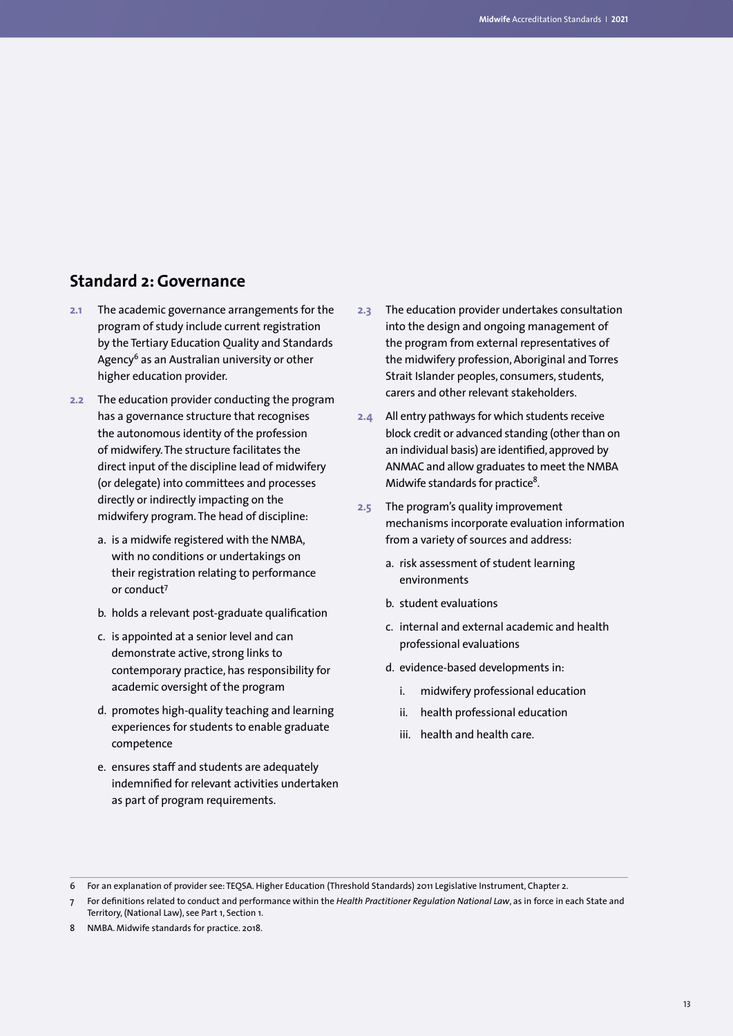## Standard 2: Governance

**2.1** The academic governance arrangements for the program of study include current registration by the Tertiary Education Quality and Standards Agency[6] as an Australian university or other higher education provider.

**2.2** The education provider conducting the program has a governance structure that recognises the autonomous identity of the profession of midwifery. The structure facilitates the direct input of the discipline lead of midwifery (or delegate) into committees and processes directly or indirectly impacting on the midwifery program. The head of discipline:

a. is a midwife registered with the NMBA, with no conditions or undertakings on their registration relating to performance or conduct[7]

b. holds a relevant post-graduate qualification

c. is appointed at a senior level and can demonstrate active, strong links to contemporary practice, has responsibility for academic oversight of the program

d. promotes high-quality teaching and learning experiences for students to enable graduate competence

e. ensures staff and students are adequately indemnified for relevant activities undertaken as part of program requirements.

**2.3** The education provider undertakes consultation into the design and ongoing management of the program from external representatives of the midwifery profession, Aboriginal and Torres Strait Islander peoples, consumers, students, carers and other relevant stakeholders.

**2.4** All entry pathways for which students receive block credit or advanced standing (other than on an individual basis) are identified, approved by ANMAC and allow graduates to meet the NMBA Midwife standards for practice[8].

**2.5** The program's quality improvement mechanisms incorporate evaluation information from a variety of sources and address:

a. risk assessment of student learning environments

b. student evaluations

c. internal and external academic and health professional evaluations

d. evidence-based developments in:

   i. midwifery professional education

   ii. health professional education

   iii. health and health care.

---

6 For an explanation of provider see: TEQSA. Higher Education (Threshold Standards) 2011 Legislative Instrument, Chapter 2.

7 For definitions related to conduct and performance within the *Health Practitioner Regulation National Law*, as in force in each State and Territory, (National Law), see Part 1, Section 1.

8 NMBA. Midwife standards for practice. 2018.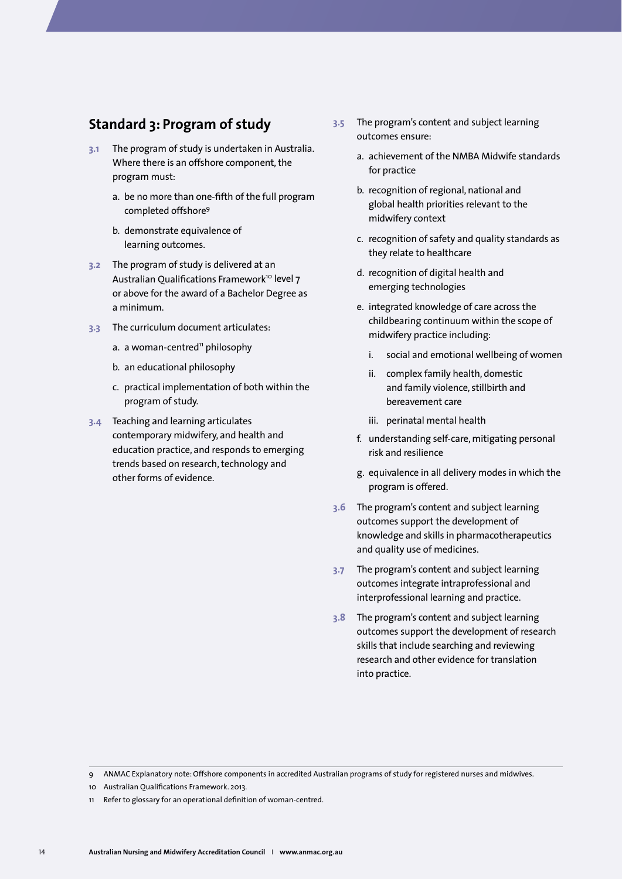## Standard 3: Program of study

**3.1** The program of study is undertaken in Australia. Where there is an offshore component, the program must:

a. be no more than one-fifth of the full program completed offshore[9]

b. demonstrate equivalence of learning outcomes.

**3.2** The program of study is delivered at an Australian Qualifications Framework[10] level 7 or above for the award of a Bachelor Degree as a minimum.

**3.3** The curriculum document articulates:

a. a woman-centred[11] philosophy

b. an educational philosophy

c. practical implementation of both within the program of study.

**3.4** Teaching and learning articulates contemporary midwifery, and health and education practice, and responds to emerging trends based on research, technology and other forms of evidence.

**3.5** The program's content and subject learning outcomes ensure:

a. achievement of the NMBA Midwife standards for practice

b. recognition of regional, national and global health priorities relevant to the midwifery context

c. recognition of safety and quality standards as they relate to healthcare

d. recognition of digital health and emerging technologies

e. integrated knowledge of care across the childbearing continuum within the scope of midwifery practice including:

   i. social and emotional wellbeing of women

   ii. complex family health, domestic and family violence, stillbirth and bereavement care

   iii. perinatal mental health

f. understanding self-care, mitigating personal risk and resilience

g. equivalence in all delivery modes in which the program is offered.

**3.6** The program's content and subject learning outcomes support the development of knowledge and skills in pharmacotherapeutics and quality use of medicines.

**3.7** The program's content and subject learning outcomes integrate intraprofessional and interprofessional learning and practice.

**3.8** The program's content and subject learning outcomes support the development of research skills that include searching and reviewing research and other evidence for translation into practice.

---

9 ANMAC Explanatory note: Offshore components in accredited Australian programs of study for registered nurses and midwives.

10 Australian Qualifications Framework. 2013.

11 Refer to glossary for an operational definition of woman-centred.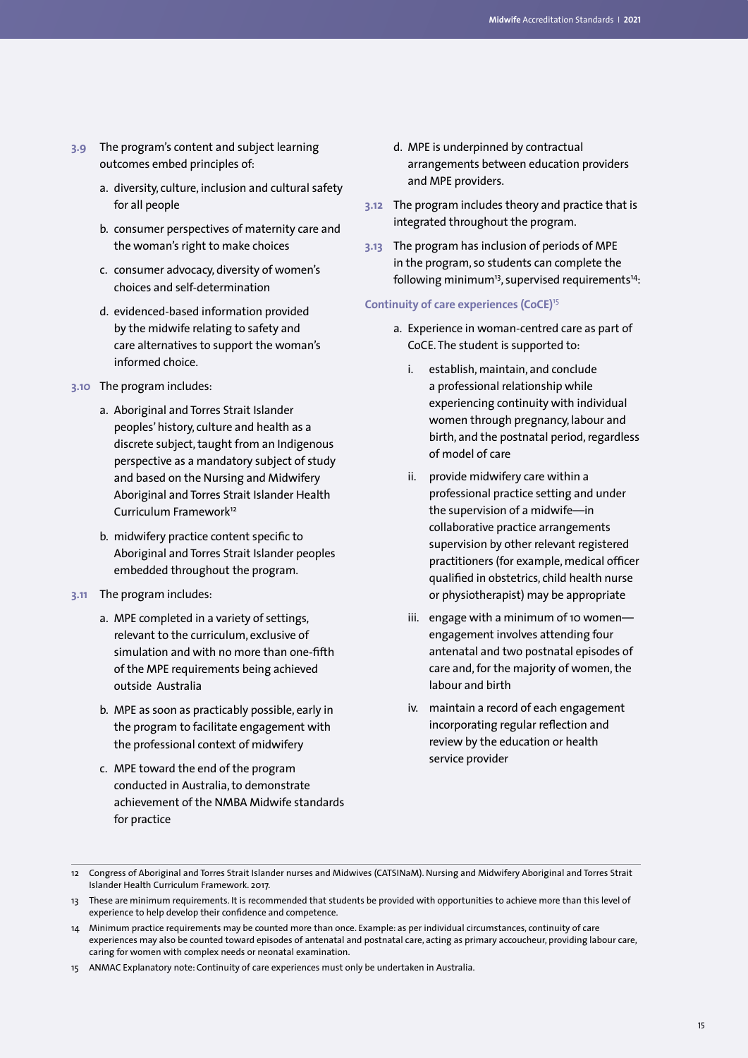**3.9** The program's content and subject learning outcomes embed principles of:

a. diversity, culture, inclusion and cultural safety for all people

b. consumer perspectives of maternity care and the woman's right to make choices

c. consumer advocacy, diversity of women's choices and self-determination

d. evidenced-based information provided by the midwife relating to safety and care alternatives to support the woman's informed choice.

**3.10** The program includes:

a. Aboriginal and Torres Strait Islander peoples' history, culture and health as a discrete subject, taught from an Indigenous perspective as a mandatory subject of study and based on the Nursing and Midwifery Aboriginal and Torres Strait Islander Health Curriculum Framework[12]

b. midwifery practice content specific to Aboriginal and Torres Strait Islander peoples embedded throughout the program.

**3.11** The program includes:

a. MPE completed in a variety of settings, relevant to the curriculum, exclusive of simulation and with no more than one-fifth of the MPE requirements being achieved outside Australia

b. MPE as soon as practicably possible, early in the program to facilitate engagement with the professional context of midwifery

c. MPE toward the end of the program conducted in Australia, to demonstrate achievement of the NMBA Midwife standards for practice

d. MPE is underpinned by contractual arrangements between education providers and MPE providers.

**3.12** The program includes theory and practice that is integrated throughout the program.

**3.13** The program has inclusion of periods of MPE in the program, so students can complete the following minimum[13], supervised requirements[14]:

**Continuity of care experiences (CoCE)**[15]

a. Experience in woman-centred care as part of CoCE. The student is supported to:

   i. establish, maintain, and conclude a professional relationship while experiencing continuity with individual women through pregnancy, labour and birth, and the postnatal period, regardless of model of care

   ii. provide midwifery care within a professional practice setting and under the supervision of a midwife—in collaborative practice arrangements supervision by other relevant registered practitioners (for example, medical officer qualified in obstetrics, child health nurse or physiotherapist) may be appropriate

   iii. engage with a minimum of 10 women—engagement involves attending four antenatal and two postnatal episodes of care and, for the majority of women, the labour and birth

   iv. maintain a record of each engagement incorporating regular reflection and review by the education or health service provider

---

12 Congress of Aboriginal and Torres Strait Islander nurses and Midwives (CATSINaM). Nursing and Midwifery Aboriginal and Torres Strait Islander Health Curriculum Framework. 2017.

13 These are minimum requirements. It is recommended that students be provided with opportunities to achieve more than this level of experience to help develop their confidence and competence.

14 Minimum practice requirements may be counted more than once. Example: as per individual circumstances, continuity of care experiences may also be counted toward episodes of antenatal and postnatal care, acting as primary accoucheur, providing labour care, caring for women with complex needs or neonatal examination.

15 ANMAC Explanatory note: Continuity of care experiences must only be undertaken in Australia.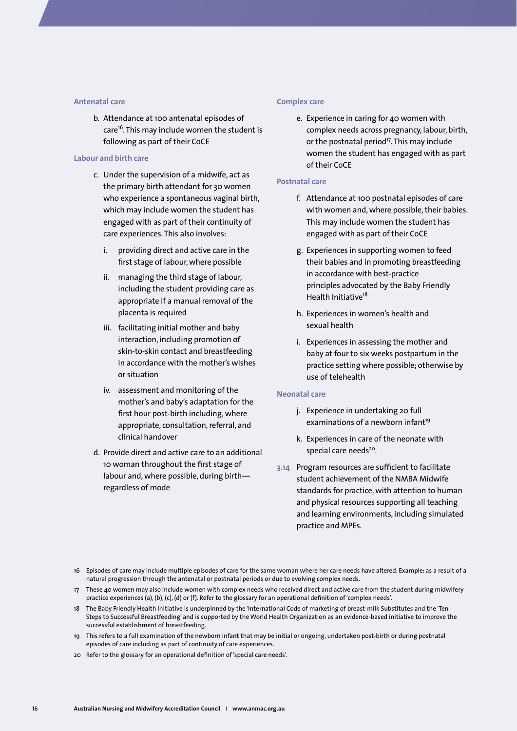#### Antenatal care

b. Attendance at 100 antenatal episodes of care[16]. This may include women the student is following as part of their CoCE

#### Labour and birth care

c. Under the supervision of a midwife, act as the primary birth attendant for 30 women who experience a spontaneous vaginal birth, which may include women the student has engaged with as part of their continuity of care experiences. This also involves:

   i. providing direct and active care in the first stage of labour, where possible

   ii. managing the third stage of labour, including the student providing care as appropriate if a manual removal of the placenta is required

   iii. facilitating initial mother and baby interaction, including promotion of skin-to-skin contact and breastfeeding in accordance with the mother's wishes or situation

   iv. assessment and monitoring of the mother's and baby's adaptation for the first hour post-birth including, where appropriate, consultation, referral, and clinical handover

d. Provide direct and active care to an additional 10 woman throughout the first stage of labour and, where possible, during birth—regardless of mode

#### Complex care

e. Experience in caring for 40 women with complex needs across pregnancy, labour, birth, or the postnatal period[17]. This may include women the student has engaged with as part of their CoCE

#### Postnatal care

f. Attendance at 100 postnatal episodes of care with women and, where possible, their babies. This may include women the student has engaged with as part of their CoCE

g. Experiences in supporting women to feed their babies and in promoting breastfeeding in accordance with best-practice principles advocated by the Baby Friendly Health Initiative[18]

h. Experiences in women's health and sexual health

i. Experiences in assessing the mother and baby at four to six weeks postpartum in the practice setting where possible; otherwise by use of telehealth

#### Neonatal care

j. Experience in undertaking 20 full examinations of a newborn infant[19]

k. Experiences in care of the neonate with special care needs[20].

**3.14** Program resources are sufficient to facilitate student achievement of the NMBA Midwife standards for practice, with attention to human and physical resources supporting all teaching and learning environments, including simulated practice and MPEs.

---

16 Episodes of care may include multiple episodes of care for the same woman where her care needs have altered. Example: as a result of a natural progression through the antenatal or postnatal periods or due to evolving complex needs.

17 These 40 women may also include women with complex needs who received direct and active care from the student during midwifery practice experiences (a), (b), (c), (d) or (f). Refer to the glossary for an operational definition of 'complex needs'.

18 The Baby Friendly Health Initiative is underpinned by the 'International Code of marketing of breast-milk Substitutes and the 'Ten Steps to Successful Breastfeeding' and is supported by the World Health Organization as an evidence-based initiative to improve the successful establishment of breastfeeding.

19 This refers to a full examination of the newborn infant that may be initial or ongoing, undertaken post-birth or during postnatal episodes of care including as part of continuity of care experiences.

20 Refer to the glossary for an operational definition of 'special care needs'.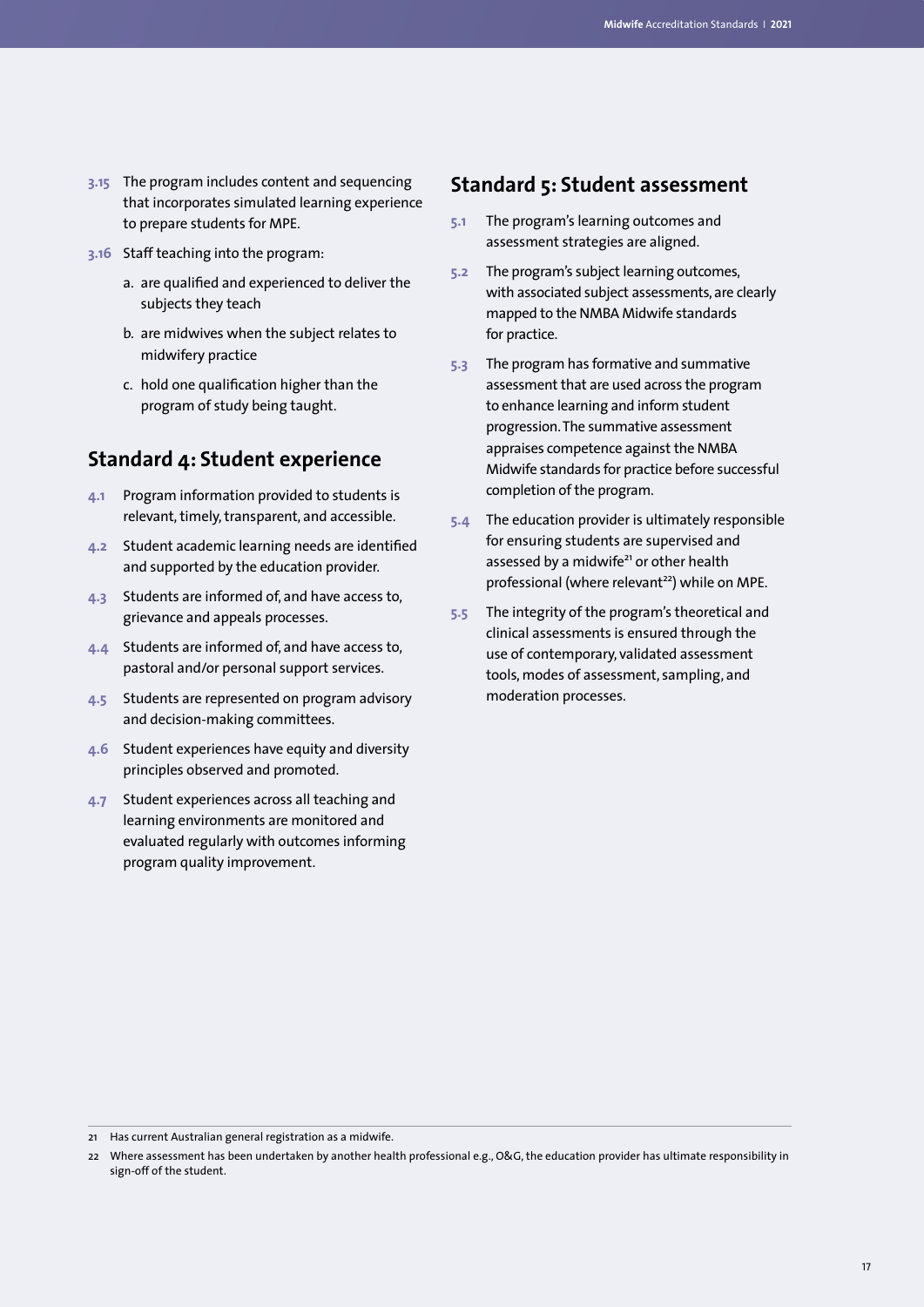3.15 The program includes content and sequencing that incorporates simulated learning experience to prepare students for MPE.

3.16 Staff teaching into the program:

   a. are qualified and experienced to deliver the subjects they teach

   b. are midwives when the subject relates to midwifery practice

   c. hold one qualification higher than the program of study being taught.

## Standard 4: Student experience

4.1 Program information provided to students is relevant, timely, transparent, and accessible.

4.2 Student academic learning needs are identified and supported by the education provider.

4.3 Students are informed of, and have access to, grievance and appeals processes.

4.4 Students are informed of, and have access to, pastoral and/or personal support services.

4.5 Students are represented on program advisory and decision-making committees.

4.6 Student experiences have equity and diversity principles observed and promoted.

4.7 Student experiences across all teaching and learning environments are monitored and evaluated regularly with outcomes informing program quality improvement.

## Standard 5: Student assessment

5.1 The program's learning outcomes and assessment strategies are aligned.

5.2 The program's subject learning outcomes, with associated subject assessments, are clearly mapped to the NMBA Midwife standards for practice.

5.3 The program has formative and summative assessment that are used across the program to enhance learning and inform student progression. The summative assessment appraises competence against the NMBA Midwife standards for practice before successful completion of the program.

5.4 The education provider is ultimately responsible for ensuring students are supervised and assessed by a midwife[21] or other health professional (where relevant[22]) while on MPE.

5.5 The integrity of the program's theoretical and clinical assessments is ensured through the use of contemporary, validated assessment tools, modes of assessment, sampling, and moderation processes.

---

21 Has current Australian general registration as a midwife.

22 Where assessment has been undertaken by another health professional e.g., O&G, the education provider has ultimate responsibility in sign-off of the student.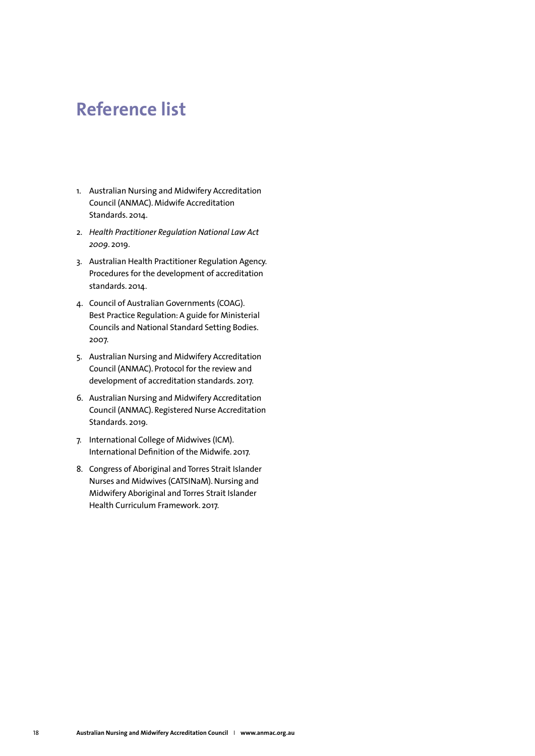# Reference list

1. Australian Nursing and Midwifery Accreditation Council (ANMAC). Midwife Accreditation Standards. 2014.
2. *Health Practitioner Regulation National Law Act 2009*. 2019.
3. Australian Health Practitioner Regulation Agency. Procedures for the development of accreditation standards. 2014.
4. Council of Australian Governments (COAG). Best Practice Regulation: A guide for Ministerial Councils and National Standard Setting Bodies. 2007.
5. Australian Nursing and Midwifery Accreditation Council (ANMAC). Protocol for the review and development of accreditation standards. 2017.
6. Australian Nursing and Midwifery Accreditation Council (ANMAC). Registered Nurse Accreditation Standards. 2019.
7. International College of Midwives (ICM). International Definition of the Midwife. 2017.
8. Congress of Aboriginal and Torres Strait Islander Nurses and Midwives (CATSINaM). Nursing and Midwifery Aboriginal and Torres Strait Islander Health Curriculum Framework. 2017.